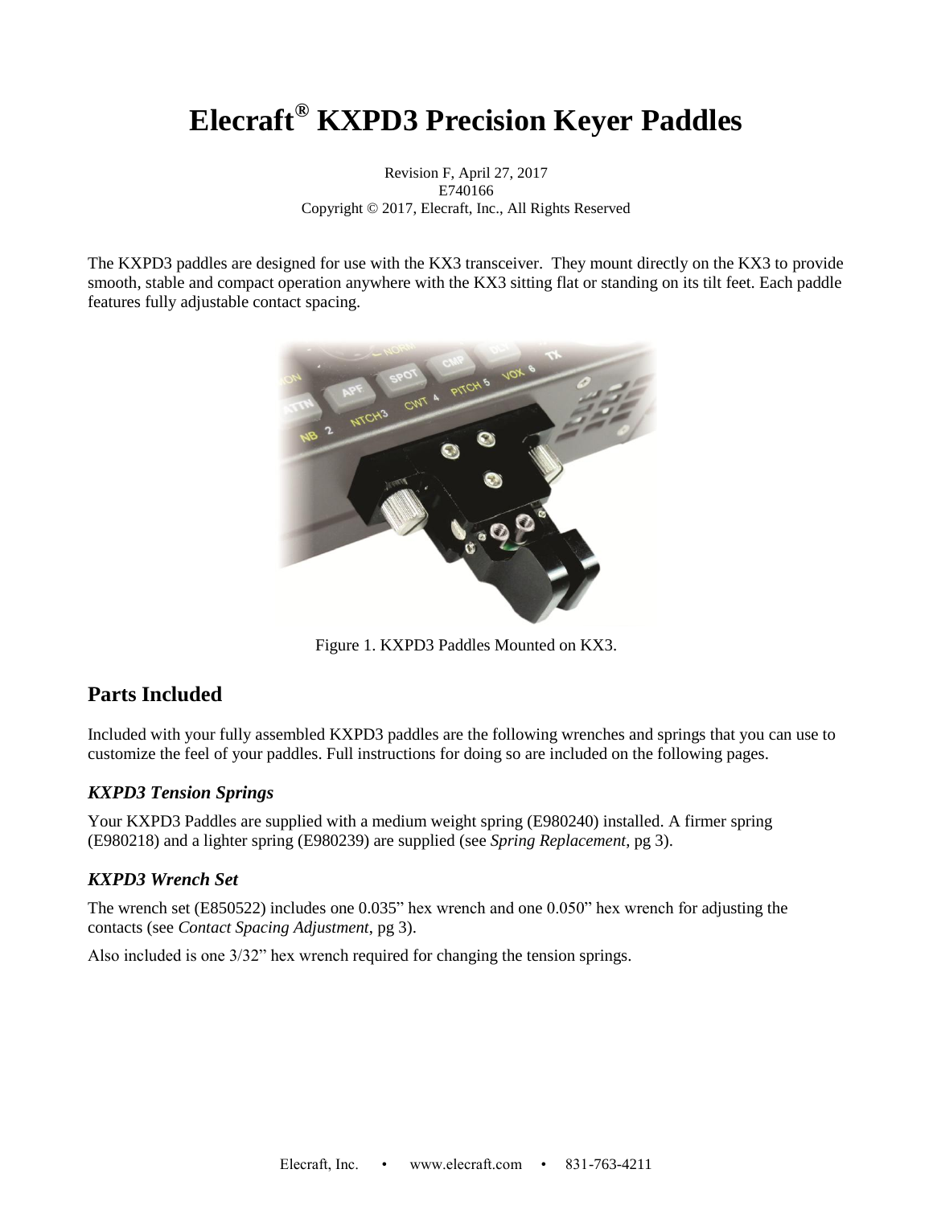# Elecraft® KXPD3 Precision Keyer Paddles

Revision F, April 27, 2017
E740166
Copyright © 2017, Elecraft, Inc., All Rights Reserved

The KXPD3 paddles are designed for use with the KX3 transceiver. They mount directly on the KX3 to provide smooth, stable and compact operation anywhere with the KX3 sitting flat or standing on its tilt feet. Each paddle features fully adjustable contact spacing.

Figure 1. KXPD3 Paddles Mounted on KX3.

## Parts Included

Included with your fully assembled KXPD3 paddles are the following wrenches and springs that you can use to customize the feel of your paddles. Full instructions for doing so are included on the following pages.

### *KXPD3 Tension Springs*

Your KXPD3 Paddles are supplied with a medium weight spring (E980240) installed. A firmer spring (E980218) and a lighter spring (E980239) are supplied (see *Spring Replacement*, pg 3).

### *KXPD3 Wrench Set*

The wrench set (E850522) includes one 0.035" hex wrench and one 0.050" hex wrench for adjusting the contacts (see *Contact Spacing Adjustment*, pg 3).

Also included is one 3/32" hex wrench required for changing the tension springs.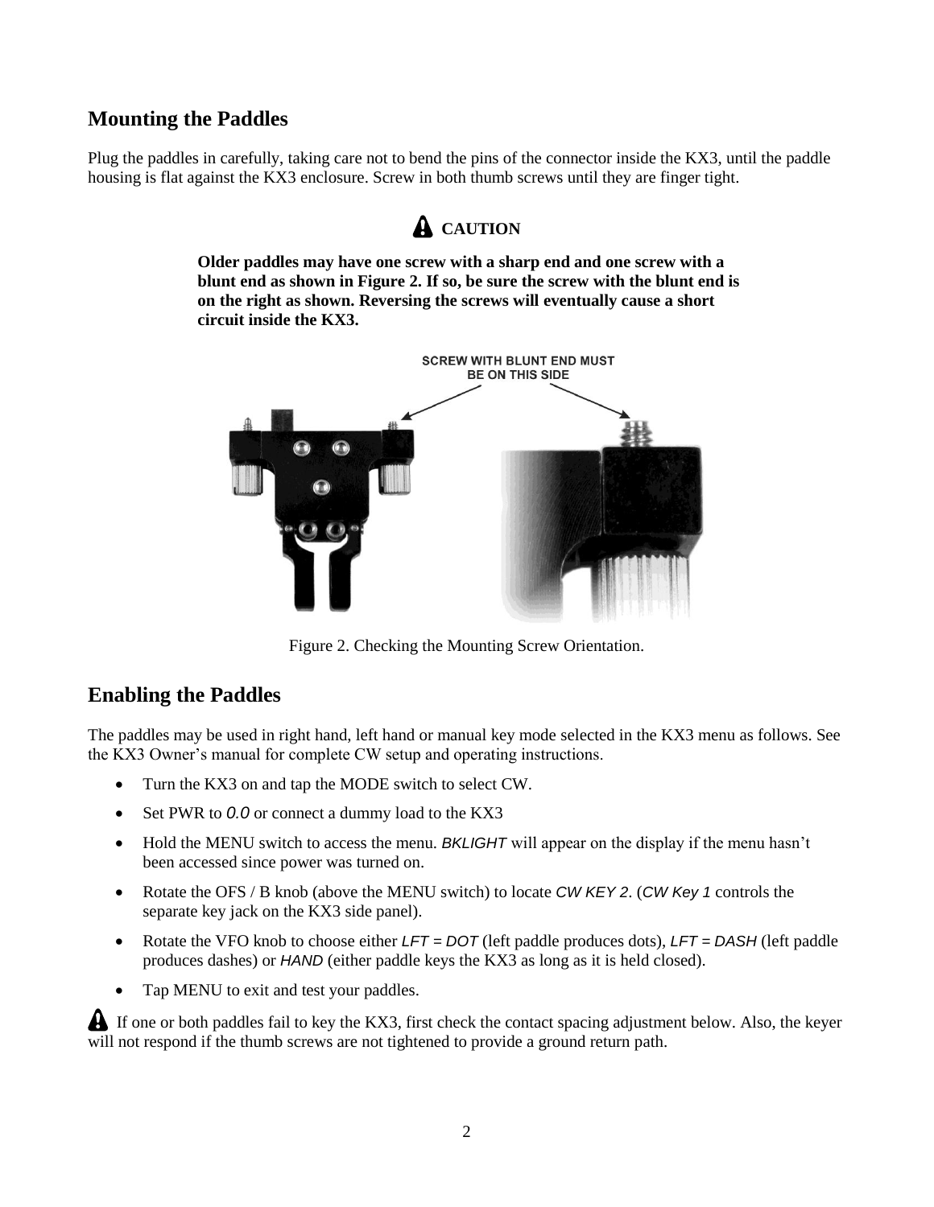## Mounting the Paddles

Plug the paddles in carefully, taking care not to bend the pins of the connector inside the KX3, until the paddle housing is flat against the KX3 enclosure. Screw in both thumb screws until they are finger tight.

**CAUTION**

**Older paddles may have one screw with a sharp end and one screw with a blunt end as shown in Figure 2. If so, be sure the screw with the blunt end is on the right as shown. Reversing the screws will eventually cause a short circuit inside the KX3.**

SCREW WITH BLUNT END MUST BE ON THIS SIDE

Figure 2. Checking the Mounting Screw Orientation.

## Enabling the Paddles

The paddles may be used in right hand, left hand or manual key mode selected in the KX3 menu as follows. See the KX3 Owner's manual for complete CW setup and operating instructions.

- Turn the KX3 on and tap the MODE switch to select CW.
- Set PWR to *0.0* or connect a dummy load to the KX3
- Hold the MENU switch to access the menu. *BKLIGHT* will appear on the display if the menu hasn't been accessed since power was turned on.
- Rotate the OFS / B knob (above the MENU switch) to locate *CW KEY 2*. (*CW Key 1* controls the separate key jack on the KX3 side panel).
- Rotate the VFO knob to choose either *LFT = DOT* (left paddle produces dots), *LFT = DASH* (left paddle produces dashes) or *HAND* (either paddle keys the KX3 as long as it is held closed).
- Tap MENU to exit and test your paddles.

If one or both paddles fail to key the KX3, first check the contact spacing adjustment below. Also, the keyer will not respond if the thumb screws are not tightened to provide a ground return path.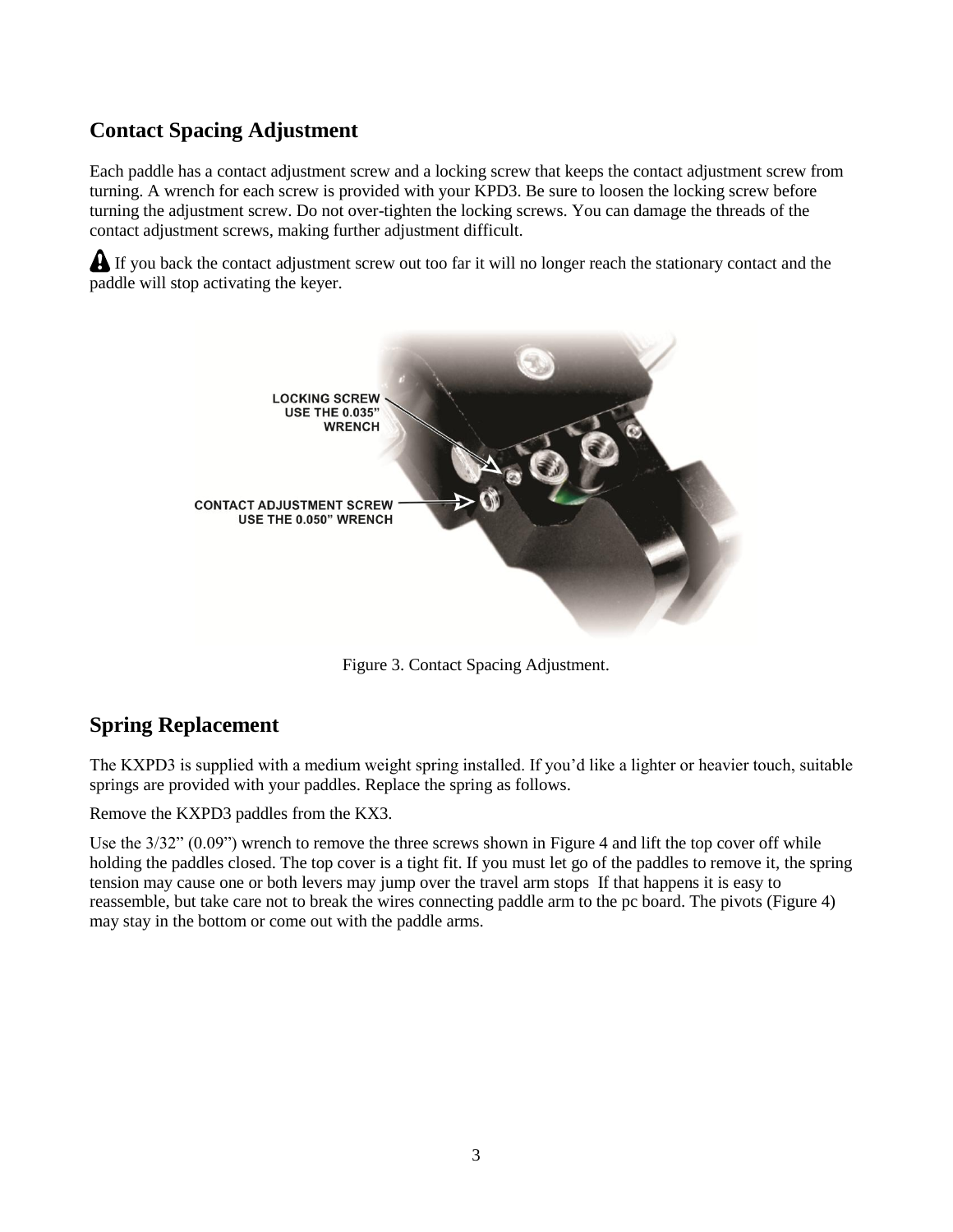## Contact Spacing Adjustment

Each paddle has a contact adjustment screw and a locking screw that keeps the contact adjustment screw from turning. A wrench for each screw is provided with your KPD3. Be sure to loosen the locking screw before turning the adjustment screw. Do not over-tighten the locking screws. You can damage the threads of the contact adjustment screws, making further adjustment difficult.

⚠ If you back the contact adjustment screw out too far it will no longer reach the stationary contact and the paddle will stop activating the keyer.

LOCKING SCREW USE THE 0.035” WRENCH

CONTACT ADJUSTMENT SCREW USE THE 0.050” WRENCH

Figure 3. Contact Spacing Adjustment.

## Spring Replacement

The KXPD3 is supplied with a medium weight spring installed. If you’d like a lighter or heavier touch, suitable springs are provided with your paddles. Replace the spring as follows.

Remove the KXPD3 paddles from the KX3.

Use the 3/32” (0.09”) wrench to remove the three screws shown in Figure 4 and lift the top cover off while holding the paddles closed. The top cover is a tight fit. If you must let go of the paddles to remove it, the spring tension may cause one or both levers may jump over the travel arm stops  If that happens it is easy to reassemble, but take care not to break the wires connecting paddle arm to the pc board. The pivots (Figure 4) may stay in the bottom or come out with the paddle arms.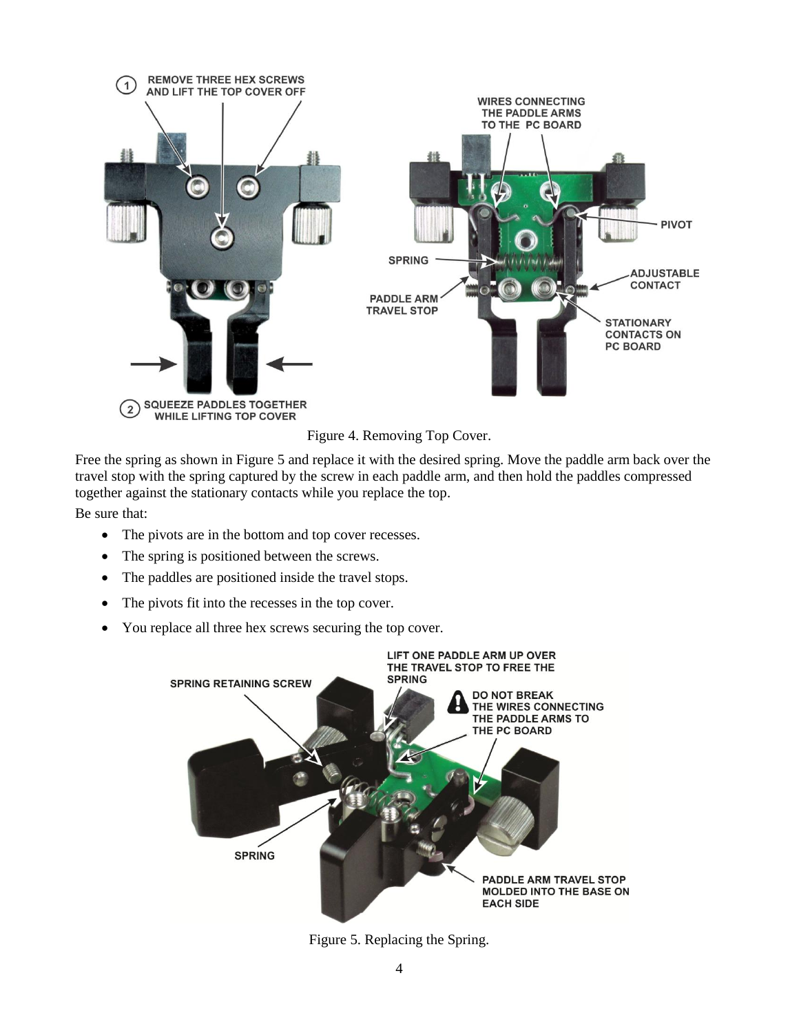1 REMOVE THREE HEX SCREWS AND LIFT THE TOP COVER OFF

WIRES CONNECTING THE PADDLE ARMS TO THE PC BOARD

PIVOT

SPRING

ADJUSTABLE CONTACT

PADDLE ARM TRAVEL STOP

STATIONARY CONTACTS ON PC BOARD

2 SQUEEZE PADDLES TOGETHER WHILE LIFTING TOP COVER

Figure 4. Removing Top Cover.

Free the spring as shown in Figure 5 and replace it with the desired spring. Move the paddle arm back over the travel stop with the spring captured by the screw in each paddle arm, and then hold the paddles compressed together against the stationary contacts while you replace the top.

Be sure that:

- The pivots are in the bottom and top cover recesses.
- The spring is positioned between the screws.
- The paddles are positioned inside the travel stops.
- The pivots fit into the recesses in the top cover.
- You replace all three hex screws securing the top cover.

LIFT ONE PADDLE ARM UP OVER THE TRAVEL STOP TO FREE THE SPRING

SPRING RETAINING SCREW

DO NOT BREAK THE WIRES CONNECTING THE PADDLE ARMS TO THE PC BOARD

SPRING

PADDLE ARM TRAVEL STOP MOLDED INTO THE BASE ON EACH SIDE

Figure 5. Replacing the Spring.